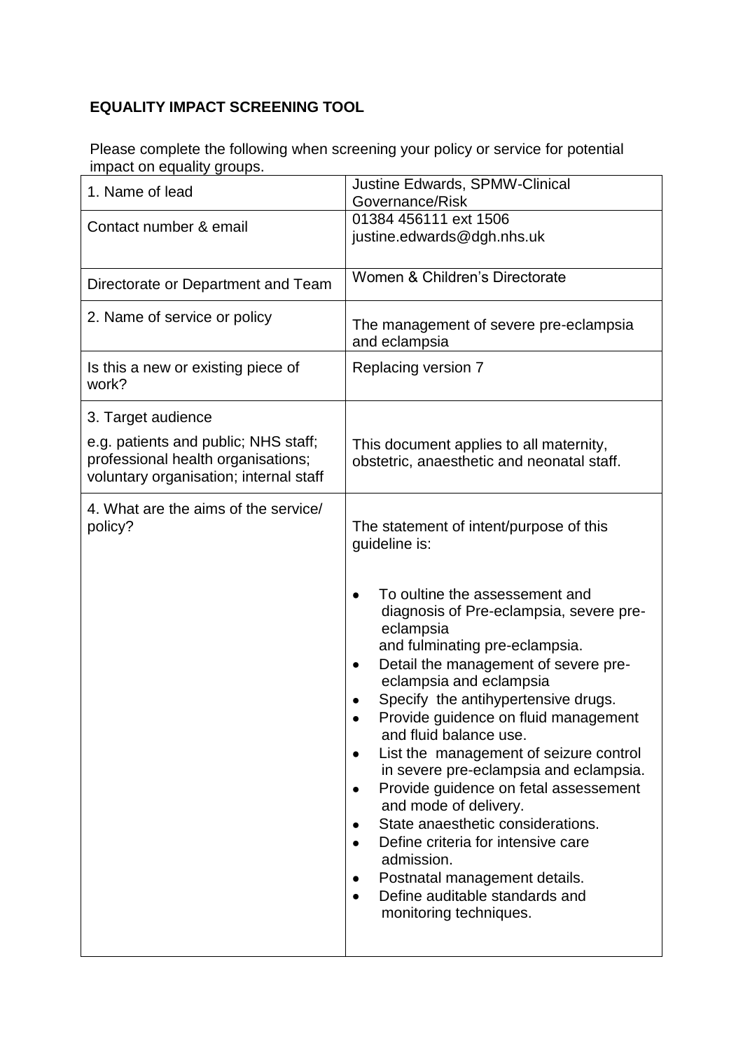**EQUALITY IMPACT SCREENING TOOL**

Please complete the following when screening your policy or service for potential impact on equality groups.

| | |
|---|---|
| 1. Name of lead | Justine Edwards, SPMW-Clinical Governance/Risk |
| Contact number & email | 01384 456111 ext 1506<br>justine.edwards@dgh.nhs.uk |
| Directorate or Department and Team | Women & Children's Directorate |
| 2. Name of service or policy | The management of severe pre-eclampsia and eclampsia |
| Is this a new or existing piece of work? | Replacing version 7 |
| 3. Target audience<br><br>e.g. patients and public; NHS staff; professional health organisations; voluntary organisation; internal staff | This document applies to all maternity, obstetric, anaesthetic and neonatal staff. |
| 4. What are the aims of the service/ policy? | The statement of intent/purpose of this guideline is:<br><br>• To oultine the assessement and diagnosis of Pre-eclampsia, severe pre-eclampsia and fulminating pre-eclampsia.<br>• Detail the management of severe pre-eclampsia and eclampsia<br>• Specify the antihypertensive drugs.<br>• Provide guidence on fluid management and fluid balance use.<br>• List the management of seizure control in severe pre-eclampsia and eclampsia.<br>• Provide guidence on fetal assessement and mode of delivery.<br>• State anaesthetic considerations.<br>• Define criteria for intensive care admission.<br>• Postnatal management details.<br>• Define auditable standards and monitoring techniques. |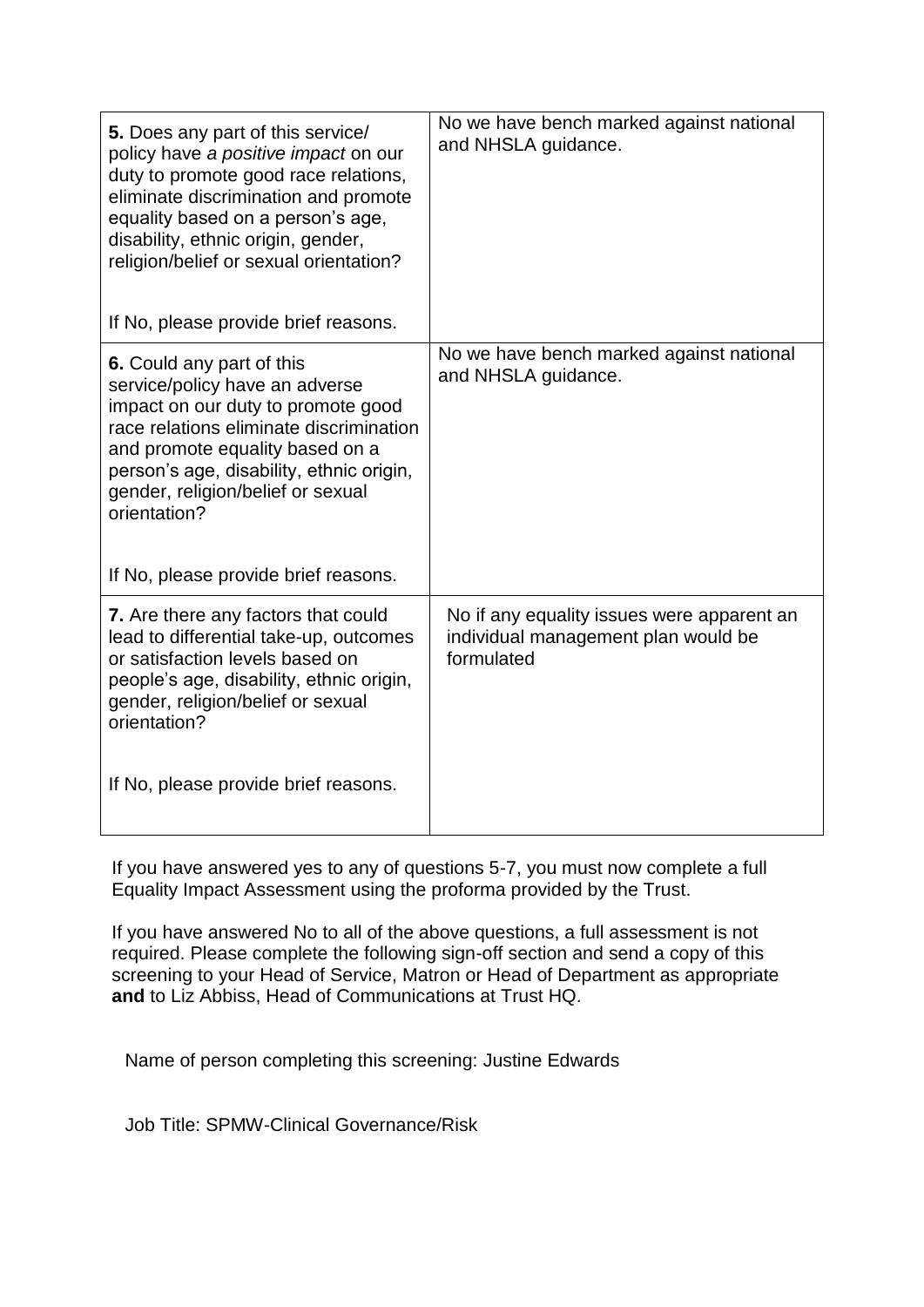| **5.** Does any part of this service/ policy have *a positive impact* on our duty to promote good race relations, eliminate discrimination and promote equality based on a person's age, disability, ethnic origin, gender, religion/belief or sexual orientation?<br><br>If No, please provide brief reasons. | No we have bench marked against national and NHSLA guidance. |
|---|---|
| **6.** Could any part of this service/policy have an adverse impact on our duty to promote good race relations eliminate discrimination and promote equality based on a person's age, disability, ethnic origin, gender, religion/belief or sexual orientation?<br><br>If No, please provide brief reasons. | No we have bench marked against national and NHSLA guidance. |
| **7.** Are there any factors that could lead to differential take-up, outcomes or satisfaction levels based on people's age, disability, ethnic origin, gender, religion/belief or sexual orientation?<br><br>If No, please provide brief reasons. | No if any equality issues were apparent an individual management plan would be formulated |

If you have answered yes to any of questions 5-7, you must now complete a full Equality Impact Assessment using the proforma provided by the Trust.

If you have answered No to all of the above questions, a full assessment is not required. Please complete the following sign-off section and send a copy of this screening to your Head of Service, Matron or Head of Department as appropriate **and** to Liz Abbiss, Head of Communications at Trust HQ.

Name of person completing this screening: Justine Edwards

Job Title: SPMW-Clinical Governance/Risk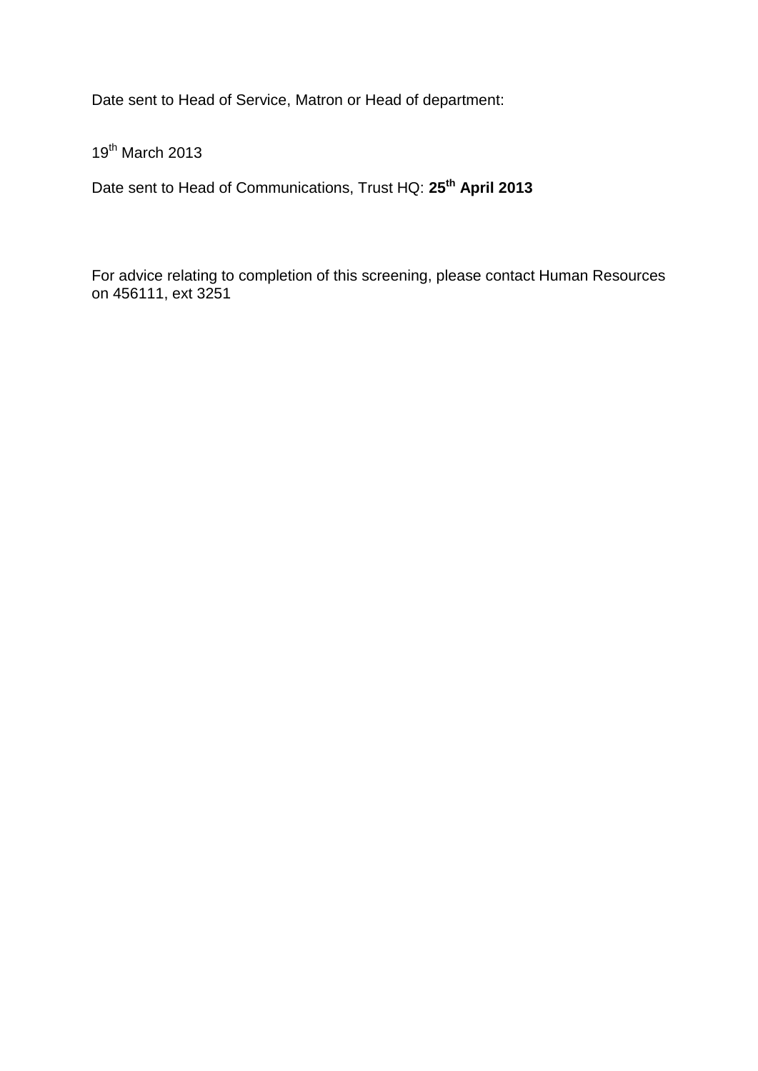Date sent to Head of Service, Matron or Head of department:

19th March 2013

Date sent to Head of Communications, Trust HQ: **25th April 2013**

For advice relating to completion of this screening, please contact Human Resources on 456111, ext 3251